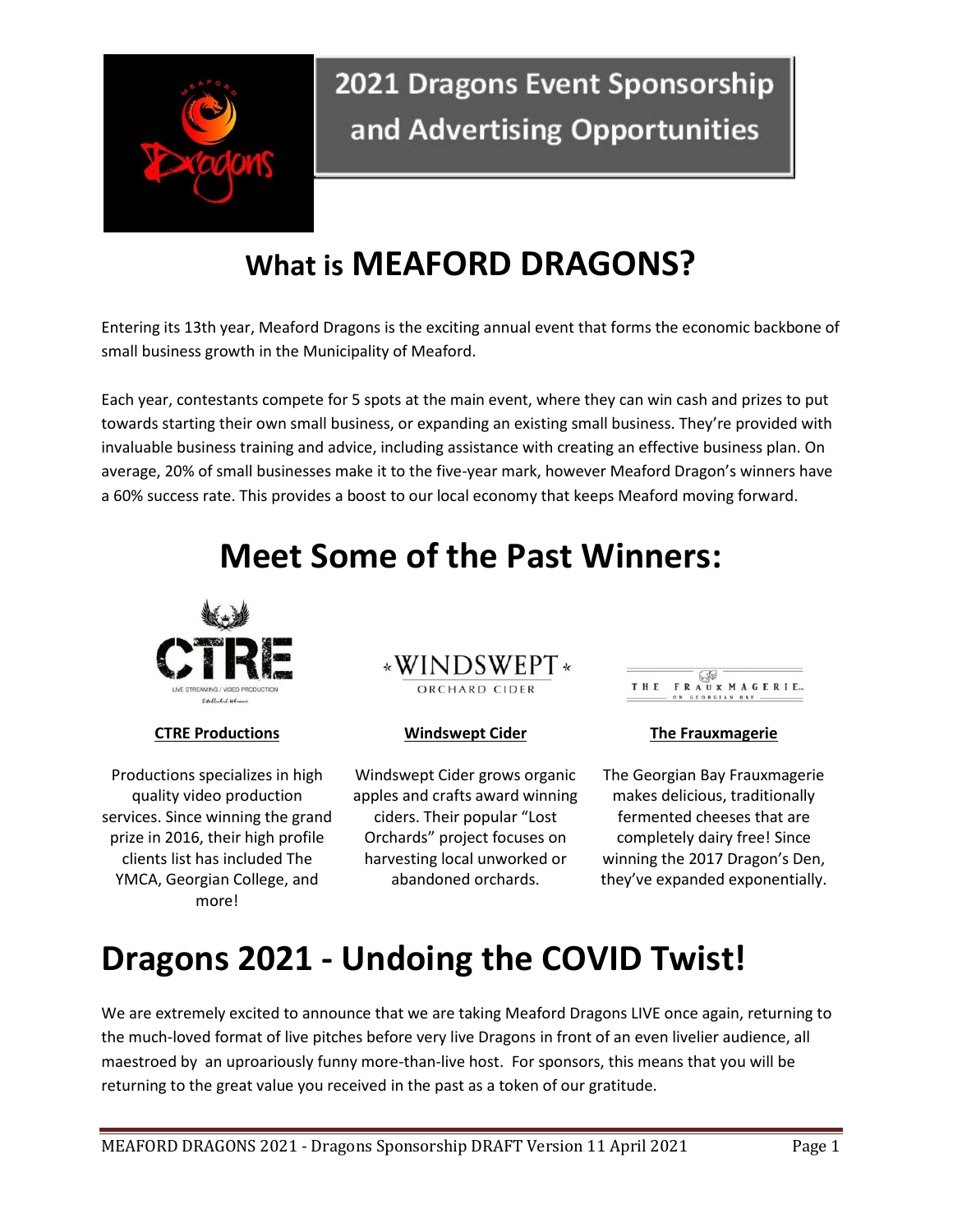# 2021 Dragons Event Sponsorship and Advertising Opportunities

## What is MEAFORD DRAGONS?

Entering its 13th year, Meaford Dragons is the exciting annual event that forms the economic backbone of small business growth in the Municipality of Meaford.

Each year, contestants compete for 5 spots at the main event, where they can win cash and prizes to put towards starting their own small business, or expanding an existing small business. They're provided with invaluable business training and advice, including assistance with creating an effective business plan. On average, 20% of small businesses make it to the five-year mark, however Meaford Dragon's winners have a 60% success rate. This provides a boost to our local economy that keeps Meaford moving forward.

## Meet Some of the Past Winners:

**CTRE Productions**

Productions specializes in high quality video production services. Since winning the grand prize in 2016, their high profile clients list has included The YMCA, Georgian College, and more!

**Windswept Cider**

Windswept Cider grows organic apples and crafts award winning ciders. Their popular "Lost Orchards" project focuses on harvesting local unworked or abandoned orchards.

**The Frauxmagerie**

The Georgian Bay Frauxmagerie makes delicious, traditionally fermented cheeses that are completely dairy free! Since winning the 2017 Dragon's Den, they've expanded exponentially.

## Dragons 2021 - Undoing the COVID Twist!

We are extremely excited to announce that we are taking Meaford Dragons LIVE once again, returning to the much-loved format of live pitches before very live Dragons in front of an even livelier audience, all maestroed by an uproariously funny more-than-live host. For sponsors, this means that you will be returning to the great value you received in the past as a token of our gratitude.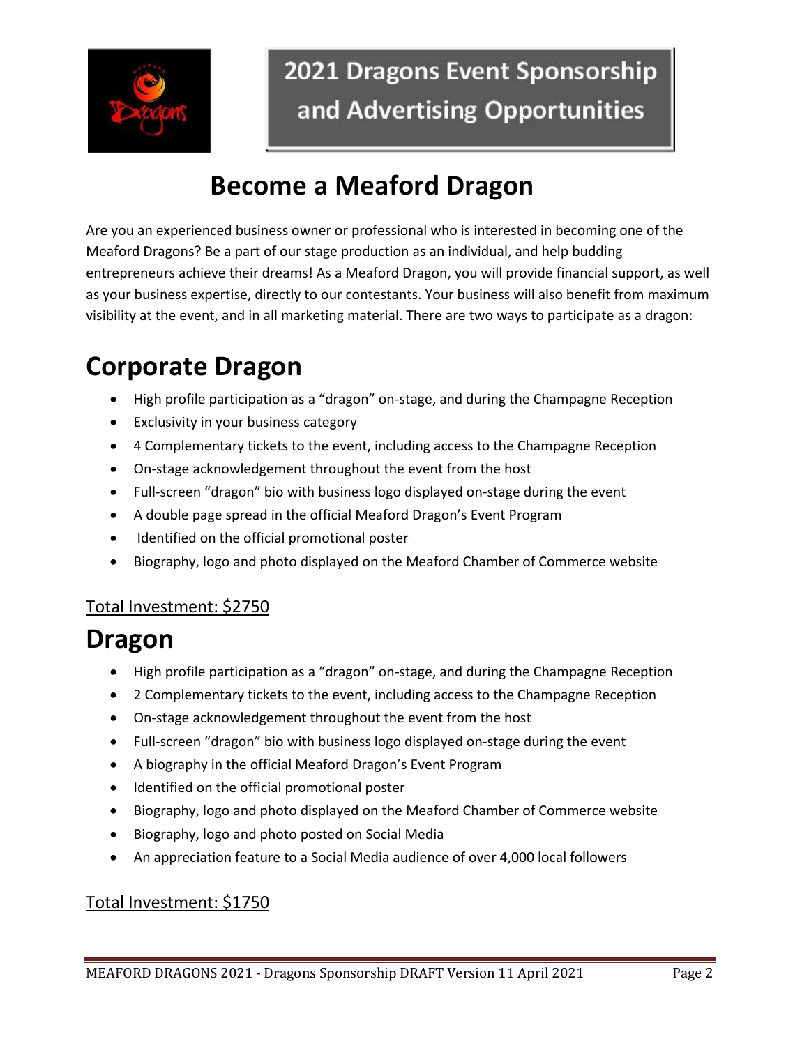# 2021 Dragons Event Sponsorship and Advertising Opportunities

## Become a Meaford Dragon

Are you an experienced business owner or professional who is interested in becoming one of the Meaford Dragons? Be a part of our stage production as an individual, and help budding entrepreneurs achieve their dreams! As a Meaford Dragon, you will provide financial support, as well as your business expertise, directly to our contestants. Your business will also benefit from maximum visibility at the event, and in all marketing material. There are two ways to participate as a dragon:

# Corporate Dragon

- High profile participation as a "dragon" on-stage, and during the Champagne Reception
- Exclusivity in your business category
- 4 Complementary tickets to the event, including access to the Champagne Reception
- On-stage acknowledgement throughout the event from the host
- Full-screen "dragon" bio with business logo displayed on-stage during the event
- A double page spread in the official Meaford Dragon's Event Program
- Identified on the official promotional poster
- Biography, logo and photo displayed on the Meaford Chamber of Commerce website

Total Investment: $2750

# Dragon

- High profile participation as a "dragon" on-stage, and during the Champagne Reception
- 2 Complementary tickets to the event, including access to the Champagne Reception
- On-stage acknowledgement throughout the event from the host
- Full-screen "dragon" bio with business logo displayed on-stage during the event
- A biography in the official Meaford Dragon's Event Program
- Identified on the official promotional poster
- Biography, logo and photo displayed on the Meaford Chamber of Commerce website
- Biography, logo and photo posted on Social Media
- An appreciation feature to a Social Media audience of over 4,000 local followers

Total Investment: $1750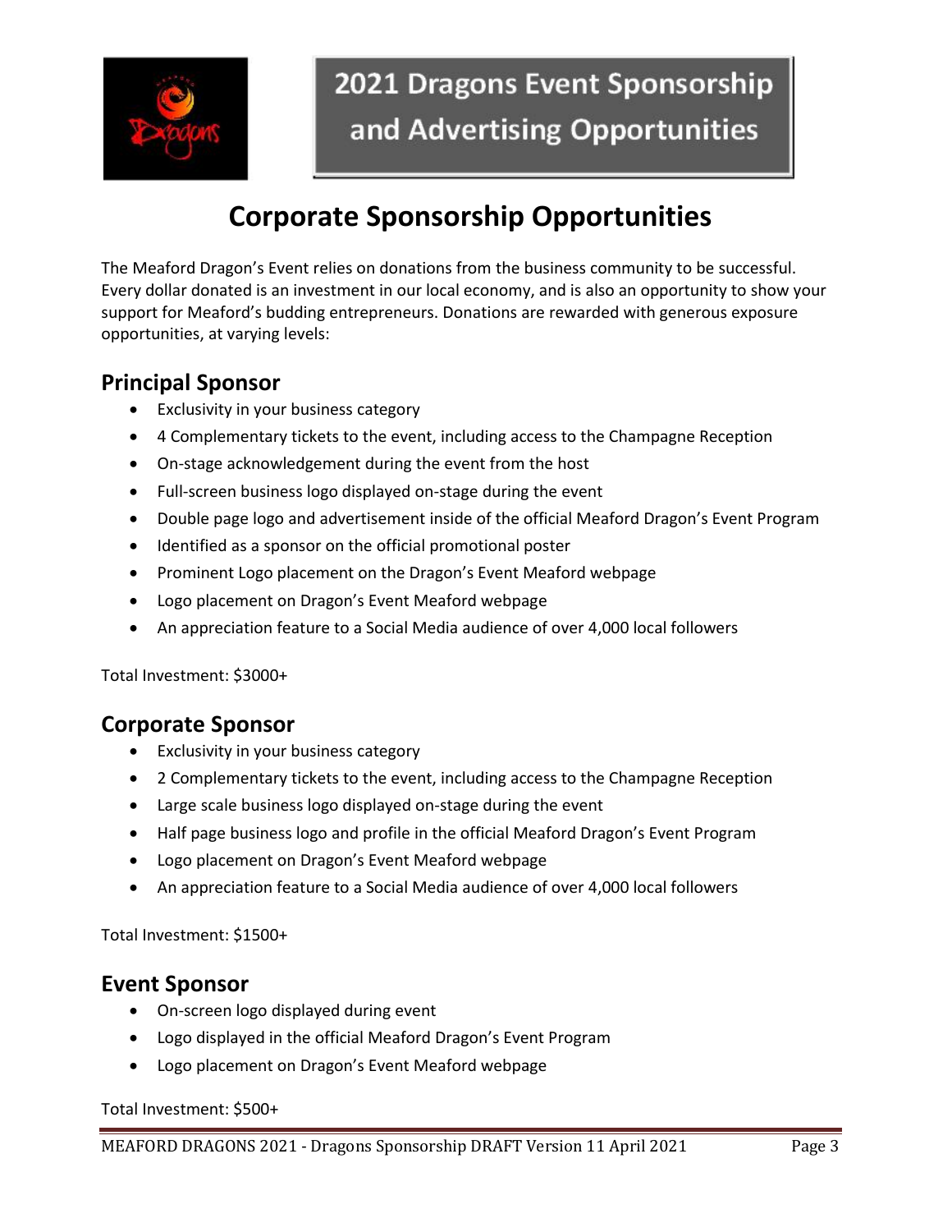# 2021 Dragons Event Sponsorship and Advertising Opportunities

# Corporate Sponsorship Opportunities

The Meaford Dragon's Event relies on donations from the business community to be successful. Every dollar donated is an investment in our local economy, and is also an opportunity to show your support for Meaford's budding entrepreneurs. Donations are rewarded with generous exposure opportunities, at varying levels:

## Principal Sponsor

- Exclusivity in your business category
- 4 Complementary tickets to the event, including access to the Champagne Reception
- On-stage acknowledgement during the event from the host
- Full-screen business logo displayed on-stage during the event
- Double page logo and advertisement inside of the official Meaford Dragon's Event Program
- Identified as a sponsor on the official promotional poster
- Prominent Logo placement on the Dragon's Event Meaford webpage
- Logo placement on Dragon's Event Meaford webpage
- An appreciation feature to a Social Media audience of over 4,000 local followers

Total Investment: $3000+

## Corporate Sponsor

- Exclusivity in your business category
- 2 Complementary tickets to the event, including access to the Champagne Reception
- Large scale business logo displayed on-stage during the event
- Half page business logo and profile in the official Meaford Dragon's Event Program
- Logo placement on Dragon's Event Meaford webpage
- An appreciation feature to a Social Media audience of over 4,000 local followers

Total Investment: $1500+

## Event Sponsor

- On-screen logo displayed during event
- Logo displayed in the official Meaford Dragon's Event Program
- Logo placement on Dragon's Event Meaford webpage

Total Investment: $500+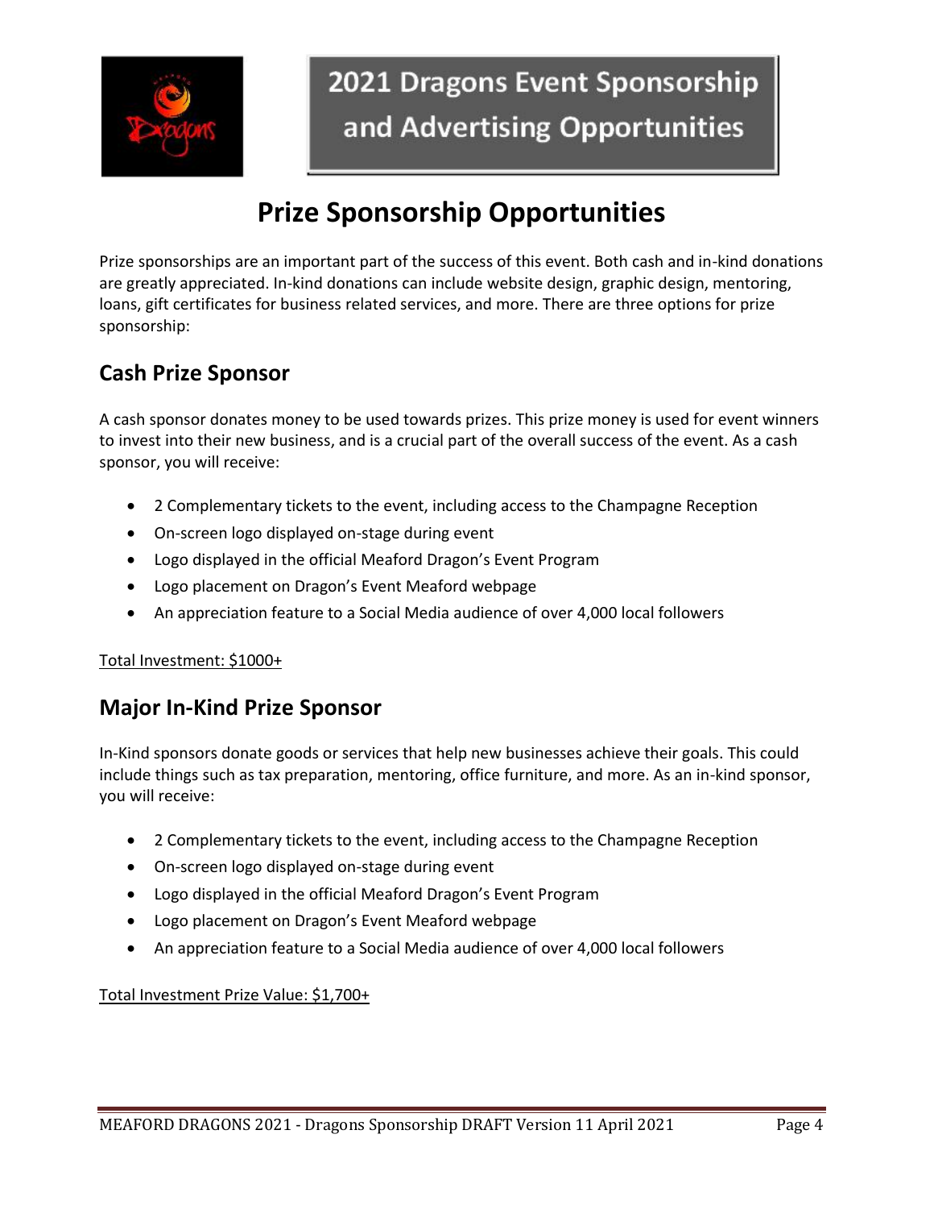# 2021 Dragons Event Sponsorship and Advertising Opportunities

## Prize Sponsorship Opportunities

Prize sponsorships are an important part of the success of this event. Both cash and in-kind donations are greatly appreciated. In-kind donations can include website design, graphic design, mentoring, loans, gift certificates for business related services, and more. There are three options for prize sponsorship:

### Cash Prize Sponsor

A cash sponsor donates money to be used towards prizes. This prize money is used for event winners to invest into their new business, and is a crucial part of the overall success of the event. As a cash sponsor, you will receive:

- 2 Complementary tickets to the event, including access to the Champagne Reception
- On-screen logo displayed on-stage during event
- Logo displayed in the official Meaford Dragon's Event Program
- Logo placement on Dragon's Event Meaford webpage
- An appreciation feature to a Social Media audience of over 4,000 local followers

<u>Total Investment: $1000+</u>

### Major In-Kind Prize Sponsor

In-Kind sponsors donate goods or services that help new businesses achieve their goals. This could include things such as tax preparation, mentoring, office furniture, and more. As an in-kind sponsor, you will receive:

- 2 Complementary tickets to the event, including access to the Champagne Reception
- On-screen logo displayed on-stage during event
- Logo displayed in the official Meaford Dragon's Event Program
- Logo placement on Dragon's Event Meaford webpage
- An appreciation feature to a Social Media audience of over 4,000 local followers

<u>Total Investment Prize Value: $1,700+</u>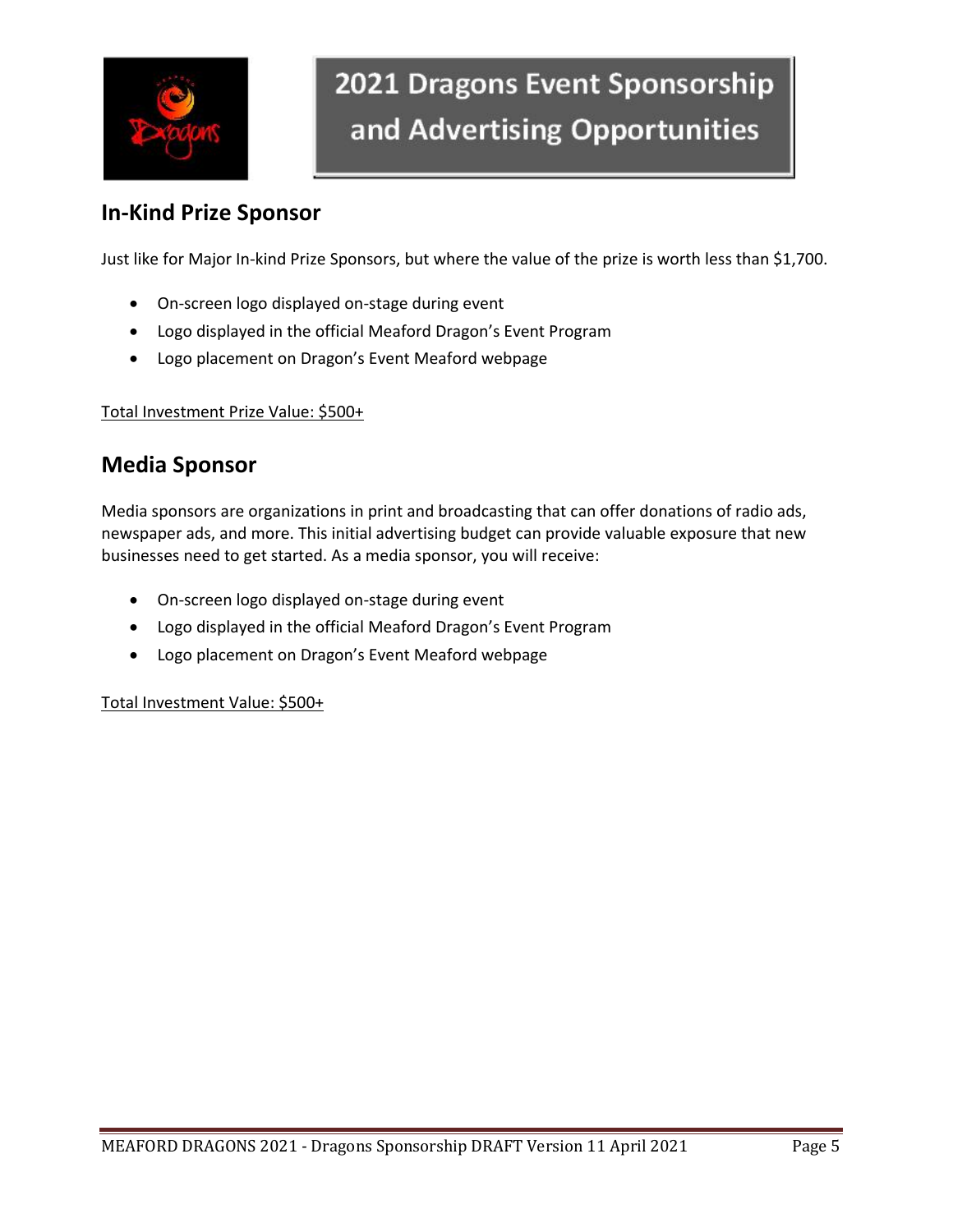## In-Kind Prize Sponsor

Just like for Major In-kind Prize Sponsors, but where the value of the prize is worth less than $1,700.

- On-screen logo displayed on-stage during event
- Logo displayed in the official Meaford Dragon's Event Program
- Logo placement on Dragon's Event Meaford webpage

Total Investment Prize Value: $500+

## Media Sponsor

Media sponsors are organizations in print and broadcasting that can offer donations of radio ads, newspaper ads, and more. This initial advertising budget can provide valuable exposure that new businesses need to get started. As a media sponsor, you will receive:

- On-screen logo displayed on-stage during event
- Logo displayed in the official Meaford Dragon's Event Program
- Logo placement on Dragon's Event Meaford webpage

Total Investment Value: $500+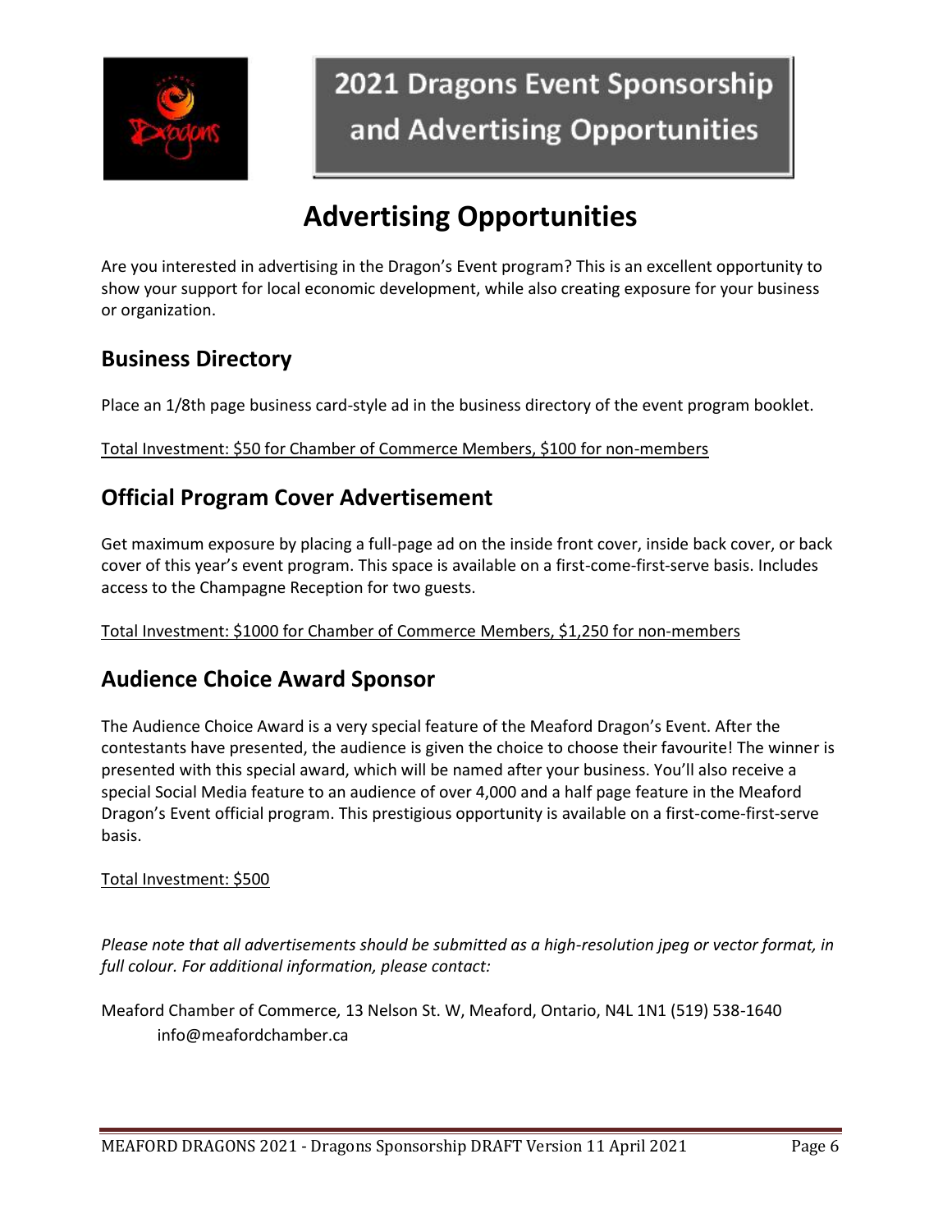# 2021 Dragons Event Sponsorship and Advertising Opportunities

## Advertising Opportunities

Are you interested in advertising in the Dragon's Event program? This is an excellent opportunity to show your support for local economic development, while also creating exposure for your business or organization.

### Business Directory

Place an 1/8th page business card-style ad in the business directory of the event program booklet.

Total Investment: $50 for Chamber of Commerce Members, $100 for non-members

### Official Program Cover Advertisement

Get maximum exposure by placing a full-page ad on the inside front cover, inside back cover, or back cover of this year's event program. This space is available on a first-come-first-serve basis. Includes access to the Champagne Reception for two guests.

Total Investment: $1000 for Chamber of Commerce Members, $1,250 for non-members

### Audience Choice Award Sponsor

The Audience Choice Award is a very special feature of the Meaford Dragon's Event. After the contestants have presented, the audience is given the choice to choose their favourite! The winner is presented with this special award, which will be named after your business. You'll also receive a special Social Media feature to an audience of over 4,000 and a half page feature in the Meaford Dragon's Event official program. This prestigious opportunity is available on a first-come-first-serve basis.

Total Investment: $500

*Please note that all advertisements should be submitted as a high-resolution jpeg or vector format, in full colour. For additional information, please contact:*

Meaford Chamber of Commerce, 13 Nelson St. W, Meaford, Ontario, N4L 1N1 (519) 538-1640
info@meafordchamber.ca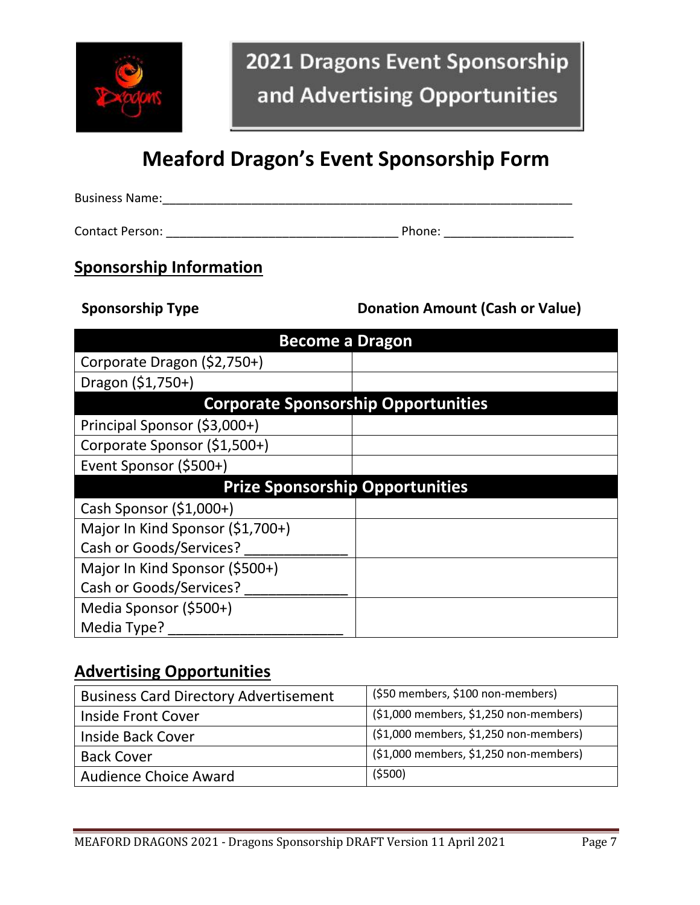# 2021 Dragons Event Sponsorship and Advertising Opportunities

## Meaford Dragon's Event Sponsorship Form

Business Name:_______________________________________________________________

Contact Person: ___________________________________ Phone: ___________________

### Sponsorship Information

| Sponsorship Type | Donation Amount (Cash or Value) |
|---|---|
| **Become a Dragon** | |
| Corporate Dragon ($2,750+) | |
| Dragon ($1,750+) | |
| **Corporate Sponsorship Opportunities** | |
| Principal Sponsor ($3,000+) | |
| Corporate Sponsor ($1,500+) | |
| Event Sponsor ($500+) | |
| **Prize Sponsorship Opportunities** | |
| Cash Sponsor ($1,000+) | |
| Major In Kind Sponsor ($1,700+) Cash or Goods/Services? _____________ | |
| Major In Kind Sponsor ($500+) Cash or Goods/Services? _____________ | |
| Media Sponsor ($500+) Media Type? ______________________ | |

### Advertising Opportunities

| | |
|---|---|
| Business Card Directory Advertisement | ($50 members, $100 non-members) |
| Inside Front Cover | ($1,000 members, $1,250 non-members) |
| Inside Back Cover | ($1,000 members, $1,250 non-members) |
| Back Cover | ($1,000 members, $1,250 non-members) |
| Audience Choice Award | ($500) |